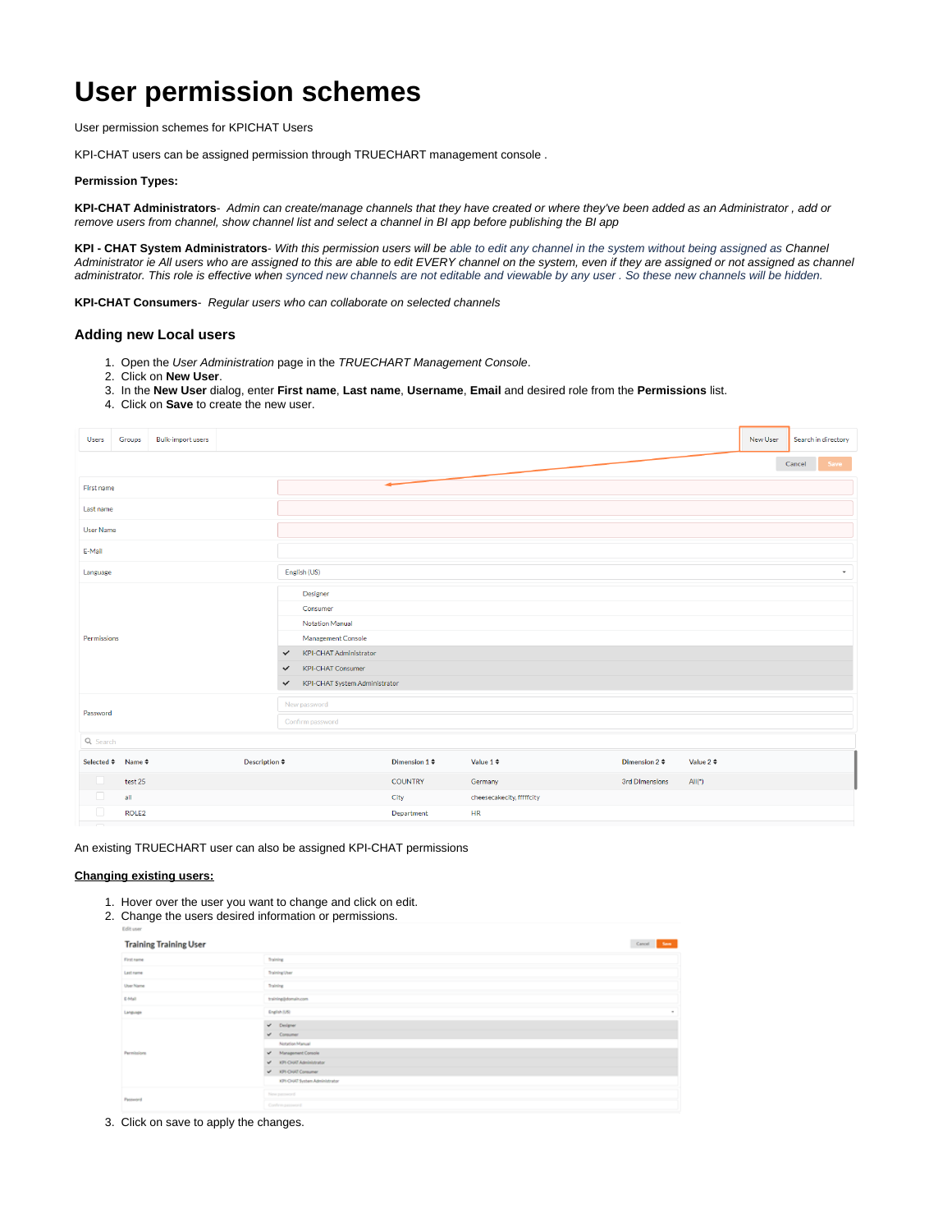# User permission schemes

User permission schemes for KPICHAT Users

KPI-CHAT users can be assigned permission through TRUECHART management console .

**Permission Types:**

**KPI-CHAT Administrators**- *Admin can create/manage channels that they have created or where they've been added as an Administrator , add or remove users from channel, show channel list and select a channel in BI app before publishing the BI app*

**KPI - CHAT System Administrators**- *With this permission users will be able to edit any channel in the system without being assigned as Channel Administrator ie All users who are assigned to this are able to edit EVERY channel on the system, even if they are assigned or not assigned as channel administrator. This role is effective when synced new channels are not editable and viewable by any user . So these new channels will be hidden.*

**KPI-CHAT Consumers**- *Regular users who can collaborate on selected channels*

### Adding new Local users

1. Open the *User Administration* page in the *TRUECHART Management Console*.
2. Click on **New User**.
3. In the **New User** dialog, enter **First name**, **Last name**, **Username**, **Email** and desired role from the **Permissions** list.
4. Click on **Save** to create the new user.

An existing TRUECHART user can also be assigned KPI-CHAT permissions

**Changing existing users:**

1. Hover over the user you want to change and click on edit.
2. Change the users desired information or permissions.
3. Click on save to apply the changes.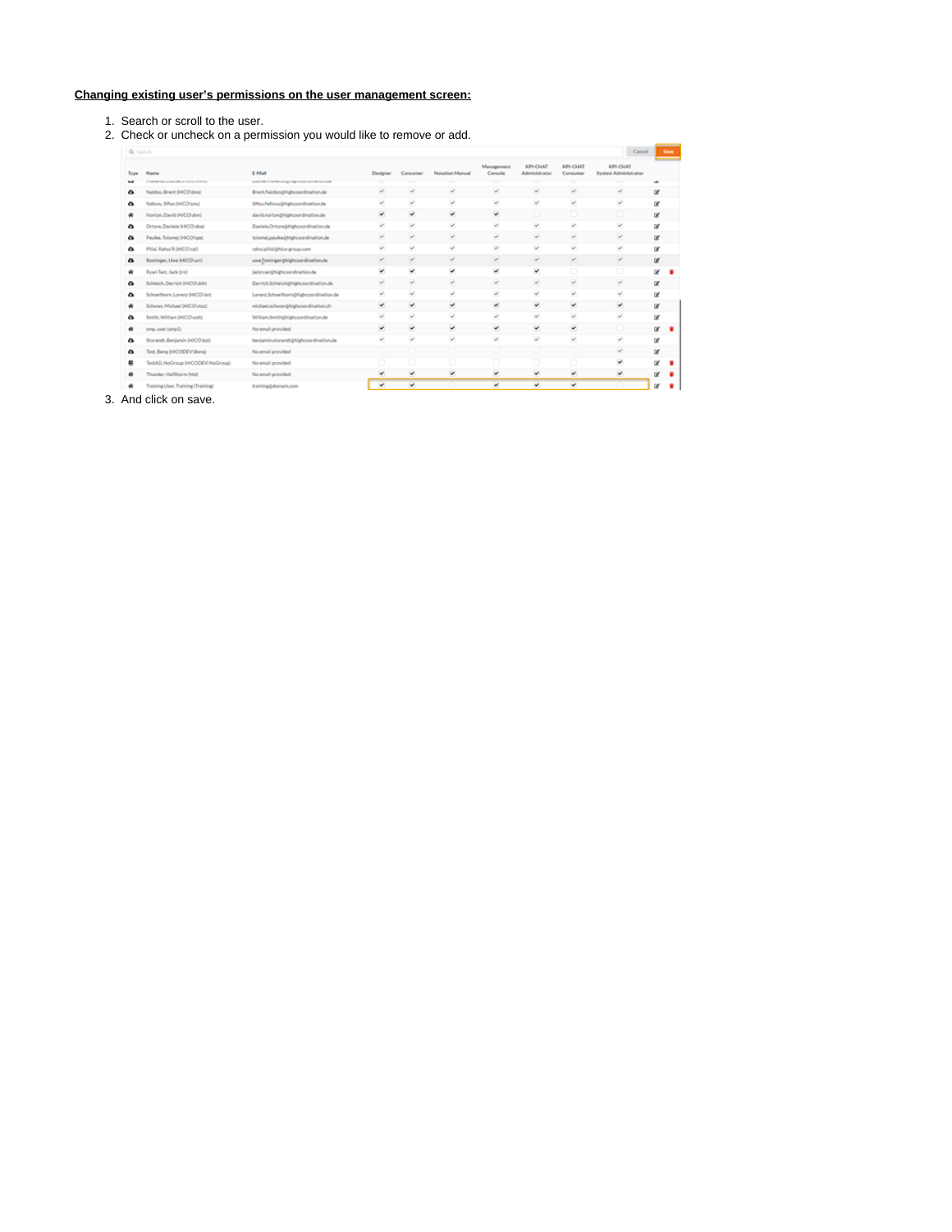**Changing existing user's permissions on the user management screen:**

1. Search or scroll to the user.
2. Check or uncheck on a permission you would like to remove or add.
3. And click on save.